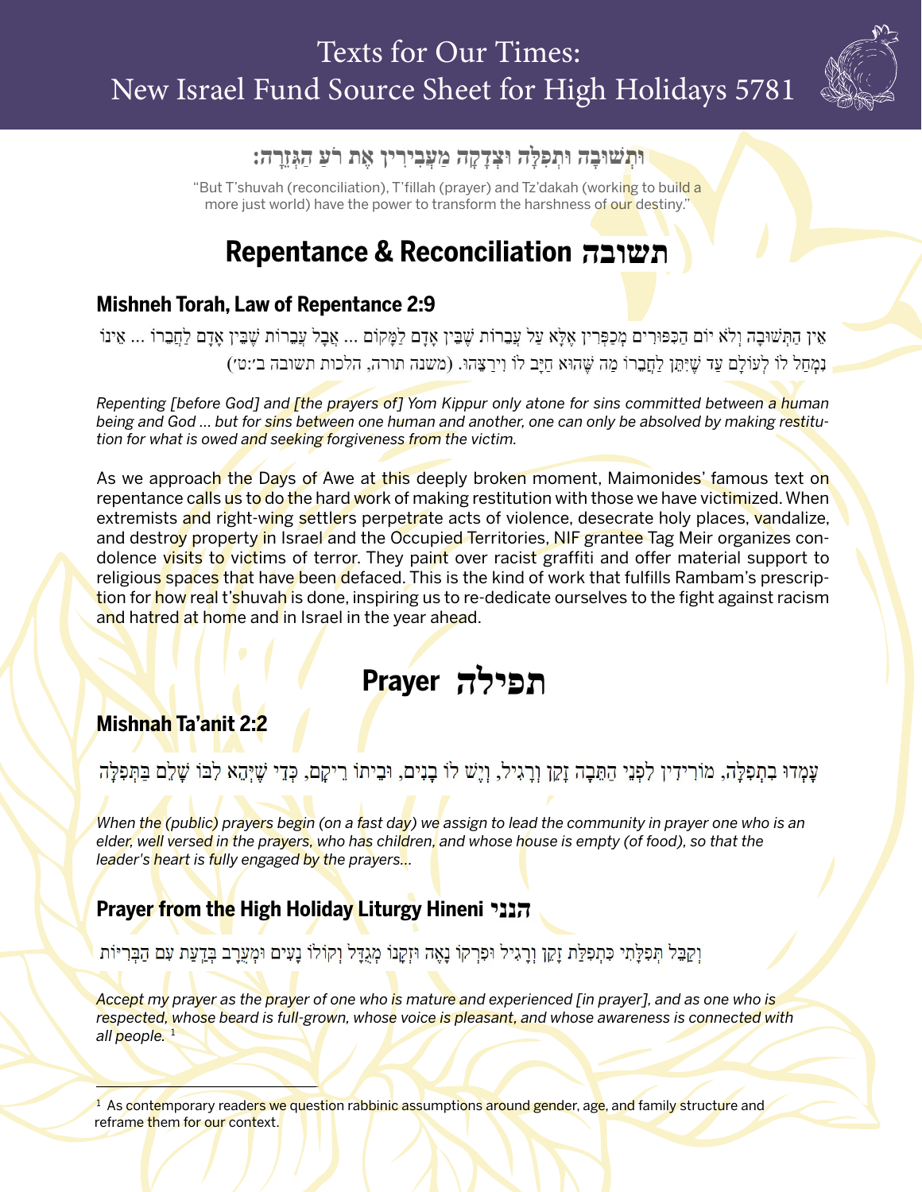# Texts for Our Times: New Israel Fund Source Sheet for High Holidays 5781

**וּתְשׁוּבָה וּתְפִלָּה וּצְדָקָה מַעֲבִירִין אֶת רֹעַ הַגְּזֵרָה:**

"But T'shuvah (reconciliation), T'fillah (prayer) and Tz'dakah (working to build a more just world) have the power to transform the harshness of our destiny."

## Repentance & Reconciliation תשובה

### Mishneh Torah, Law of Repentance 2:9

אֵין הַתְּשׁוּבָה וְלֹא יוֹם הַכִּפּוּרִים מְכַפְּרִין אֶלָּא עַל עֲבֵרוֹת שֶׁבֵּין אָדָם לַמָּקוֹם ... אֲבָל עֲבֵרוֹת שֶׁבֵּין אָדָם לַחֲבֵרוֹ ... אֵינוֹ נִמְחַל לוֹ לְעוֹלָם עַד שֶׁיִּתֵּן לַחֲבֵרוֹ מַה שֶּׁהוּא חַיָּב לוֹ וִירַצֵּהוּ. (משנה תורה, הלכות תשובה ב׳:ט׳)

*Repenting [before God] and [the prayers of] Yom Kippur only atone for sins committed between a human being and God ... but for sins between one human and another, one can only be absolved by making restitution for what is owed and seeking forgiveness from the victim.*

As we approach the Days of Awe at this deeply broken moment, Maimonides' famous text on repentance calls us to do the hard work of making restitution with those we have victimized. When extremists and right-wing settlers perpetrate acts of violence, desecrate holy places, vandalize, and destroy property in Israel and the Occupied Territories, NIF grantee Tag Meir organizes condolence visits to victims of terror. They paint over racist graffiti and offer material support to religious spaces that have been defaced. This is the kind of work that fulfills Rambam's prescription for how real t'shuvah is done, inspiring us to re-dedicate ourselves to the fight against racism and hatred at home and in Israel in the year ahead.

## Prayer תפילה

### Mishnah Ta'anit 2:2

עָמְדוּ בִתְפִלָּה, מוֹרִידִין לִפְנֵי הַתֵּבָה זָקֵן וְרָגִיל, וְיֵשׁ לוֹ בָנִים, וּבֵיתוֹ רֵיקָם, כְּדֵי שֶׁיְּהֵא לִבּוֹ שָׁלֵם בַּתְּפִלָּה

*When the (public) prayers begin (on a fast day) we assign to lead the community in prayer one who is an elder, well versed in the prayers, who has children, and whose house is empty (of food), so that the leader's heart is fully engaged by the prayers...*

### Prayer from the High Holiday Liturgy Hineni הנני

וְקַבֵּל תְּפִלָּתִי כִּתְפִלַּת זָקֵן וְרָגִיל וּפִרְקוֹ נָאֶה וּזְקָנוֹ מְגֻדָּל וְקוֹלוֹ נָעִים וּמְעֹרָב בְּדַעַת עִם הַבְּרִיּוֹת

*Accept my prayer as the prayer of one who is mature and experienced [in prayer], and as one who is respected, whose beard is full-grown, whose voice is pleasant, and whose awareness is connected with all people.* [1]

[1] As contemporary readers we question rabbinic assumptions around gender, age, and family structure and reframe them for our context.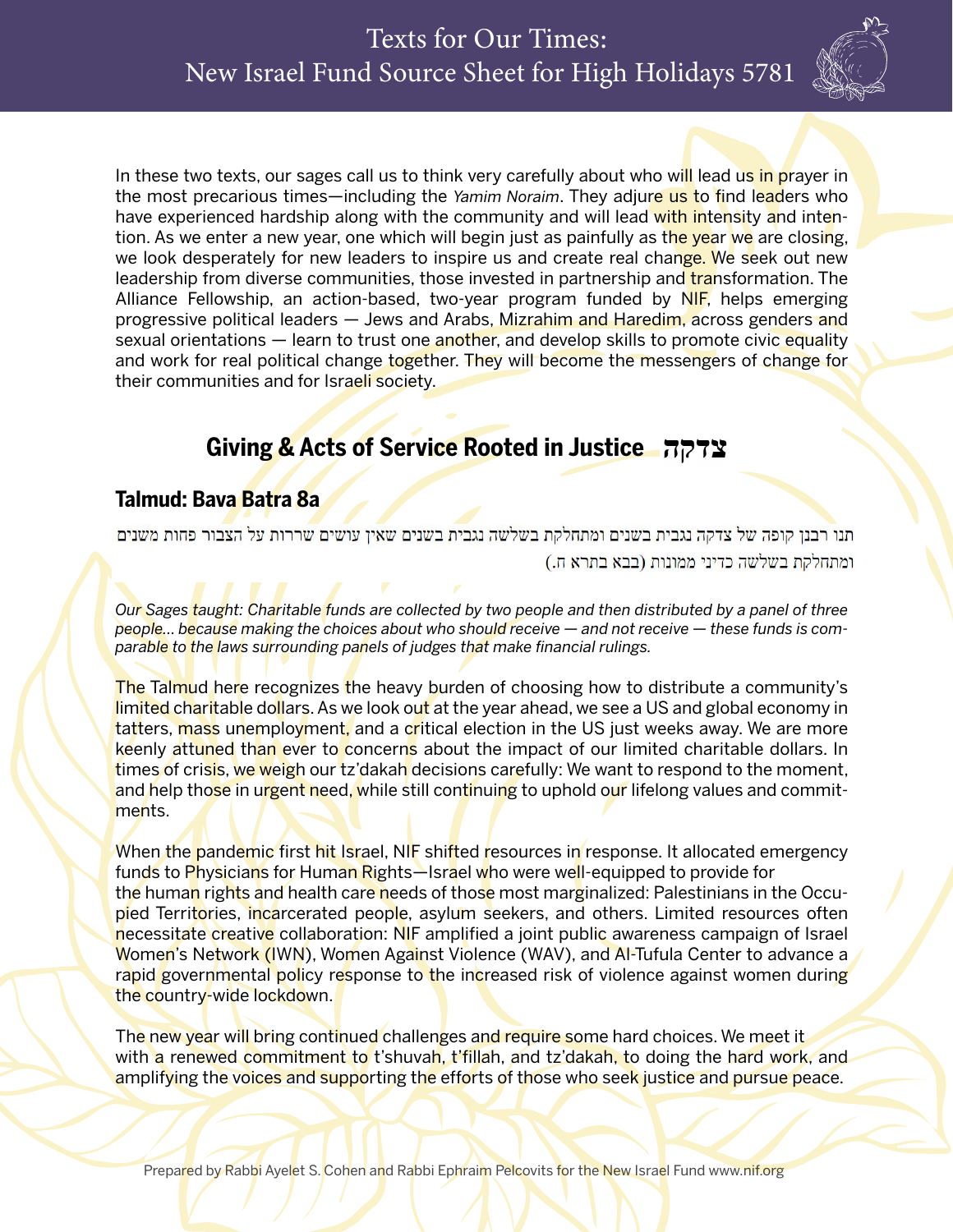In these two texts, our sages call us to think very carefully about who will lead us in prayer in the most precarious times—including the *Yamim Noraim*. They adjure us to find leaders who have experienced hardship along with the community and will lead with intensity and intention. As we enter a new year, one which will begin just as painfully as the year we are closing, we look desperately for new leaders to inspire us and create real change. We seek out new leadership from diverse communities, those invested in partnership and transformation. The Alliance Fellowship, an action-based, two-year program funded by NIF, helps emerging progressive political leaders — Jews and Arabs, Mizrahim and Haredim, across genders and sexual orientations — learn to trust one another, and develop skills to promote civic equality and work for real political change together. They will become the messengers of change for their communities and for Israeli society.

## Giving & Acts of Service Rooted in Justice צדקה

### Talmud: Bava Batra 8a

תנו רבנן קופה של צדקה נגבית בשנים ומתחלקת בשלשה נגבית בשנים שאין עושים שררות על הצבור פחות משנים ומתחלקת בשלשה כדיני ממונות (בבא בתרא ח.)

*Our Sages taught: Charitable funds are collected by two people and then distributed by a panel of three people... because making the choices about who should receive — and not receive — these funds is comparable to the laws surrounding panels of judges that make financial rulings.*

The Talmud here recognizes the heavy burden of choosing how to distribute a community's limited charitable dollars. As we look out at the year ahead, we see a US and global economy in tatters, mass unemployment, and a critical election in the US just weeks away. We are more keenly attuned than ever to concerns about the impact of our limited charitable dollars. In times of crisis, we weigh our tz'dakah decisions carefully: We want to respond to the moment, and help those in urgent need, while still continuing to uphold our lifelong values and commitments.

When the pandemic first hit Israel, NIF shifted resources in response. It allocated emergency funds to Physicians for Human Rights—Israel who were well-equipped to provide for the human rights and health care needs of those most marginalized: Palestinians in the Occupied Territories, incarcerated people, asylum seekers, and others. Limited resources often necessitate creative collaboration: NIF amplified a joint public awareness campaign of Israel Women's Network (IWN), Women Against Violence (WAV), and Al-Tufula Center to advance a rapid governmental policy response to the increased risk of violence against women during the country-wide lockdown.

The new year will bring continued challenges and require some hard choices. We meet it with a renewed commitment to t'shuvah, t'fillah, and tz'dakah, to doing the hard work, and amplifying the voices and supporting the efforts of those who seek justice and pursue peace.

Prepared by Rabbi Ayelet S. Cohen and Rabbi Ephraim Pelcovits for the New Israel Fund www.nif.org